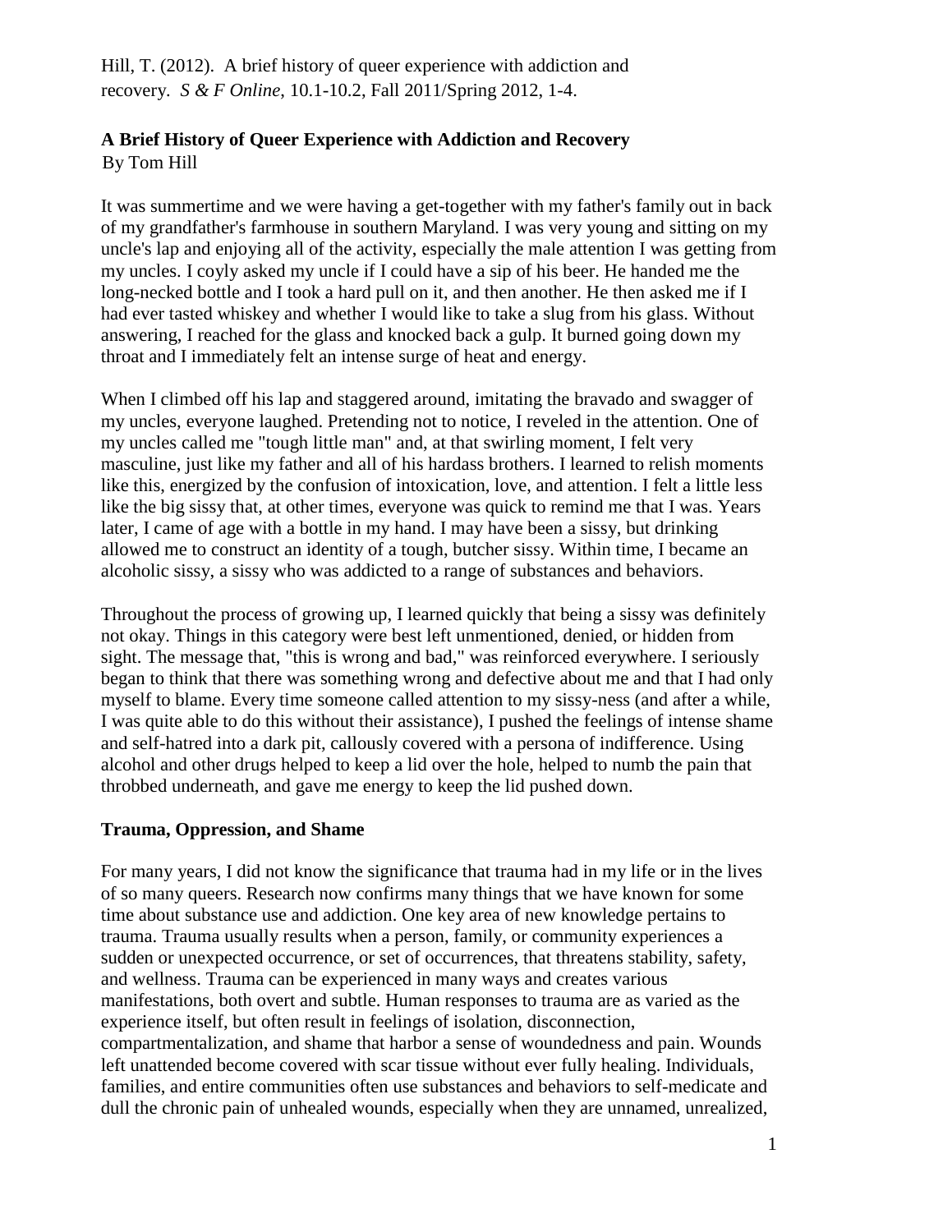Hill, T. (2012). A brief history of queer experience with addiction and recovery. *S & F Online*, 10.1-10.2, Fall 2011/Spring 2012, 1-4.

# A Brief History of Queer Experience with Addiction and Recovery

By Tom Hill

It was summertime and we were having a get-together with my father's family out in back of my grandfather's farmhouse in southern Maryland. I was very young and sitting on my uncle's lap and enjoying all of the activity, especially the male attention I was getting from my uncles. I coyly asked my uncle if I could have a sip of his beer. He handed me the long-necked bottle and I took a hard pull on it, and then another. He then asked me if I had ever tasted whiskey and whether I would like to take a slug from his glass. Without answering, I reached for the glass and knocked back a gulp. It burned going down my throat and I immediately felt an intense surge of heat and energy.

When I climbed off his lap and staggered around, imitating the bravado and swagger of my uncles, everyone laughed. Pretending not to notice, I reveled in the attention. One of my uncles called me "tough little man" and, at that swirling moment, I felt very masculine, just like my father and all of his hardass brothers. I learned to relish moments like this, energized by the confusion of intoxication, love, and attention. I felt a little less like the big sissy that, at other times, everyone was quick to remind me that I was. Years later, I came of age with a bottle in my hand. I may have been a sissy, but drinking allowed me to construct an identity of a tough, butcher sissy. Within time, I became an alcoholic sissy, a sissy who was addicted to a range of substances and behaviors.

Throughout the process of growing up, I learned quickly that being a sissy was definitely not okay. Things in this category were best left unmentioned, denied, or hidden from sight. The message that, "this is wrong and bad," was reinforced everywhere. I seriously began to think that there was something wrong and defective about me and that I had only myself to blame. Every time someone called attention to my sissy-ness (and after a while, I was quite able to do this without their assistance), I pushed the feelings of intense shame and self-hatred into a dark pit, callously covered with a persona of indifference. Using alcohol and other drugs helped to keep a lid over the hole, helped to numb the pain that throbbed underneath, and gave me energy to keep the lid pushed down.

## Trauma, Oppression, and Shame

For many years, I did not know the significance that trauma had in my life or in the lives of so many queers. Research now confirms many things that we have known for some time about substance use and addiction. One key area of new knowledge pertains to trauma. Trauma usually results when a person, family, or community experiences a sudden or unexpected occurrence, or set of occurrences, that threatens stability, safety, and wellness. Trauma can be experienced in many ways and creates various manifestations, both overt and subtle. Human responses to trauma are as varied as the experience itself, but often result in feelings of isolation, disconnection, compartmentalization, and shame that harbor a sense of woundedness and pain. Wounds left unattended become covered with scar tissue without ever fully healing. Individuals, families, and entire communities often use substances and behaviors to self-medicate and dull the chronic pain of unhealed wounds, especially when they are unnamed, unrealized,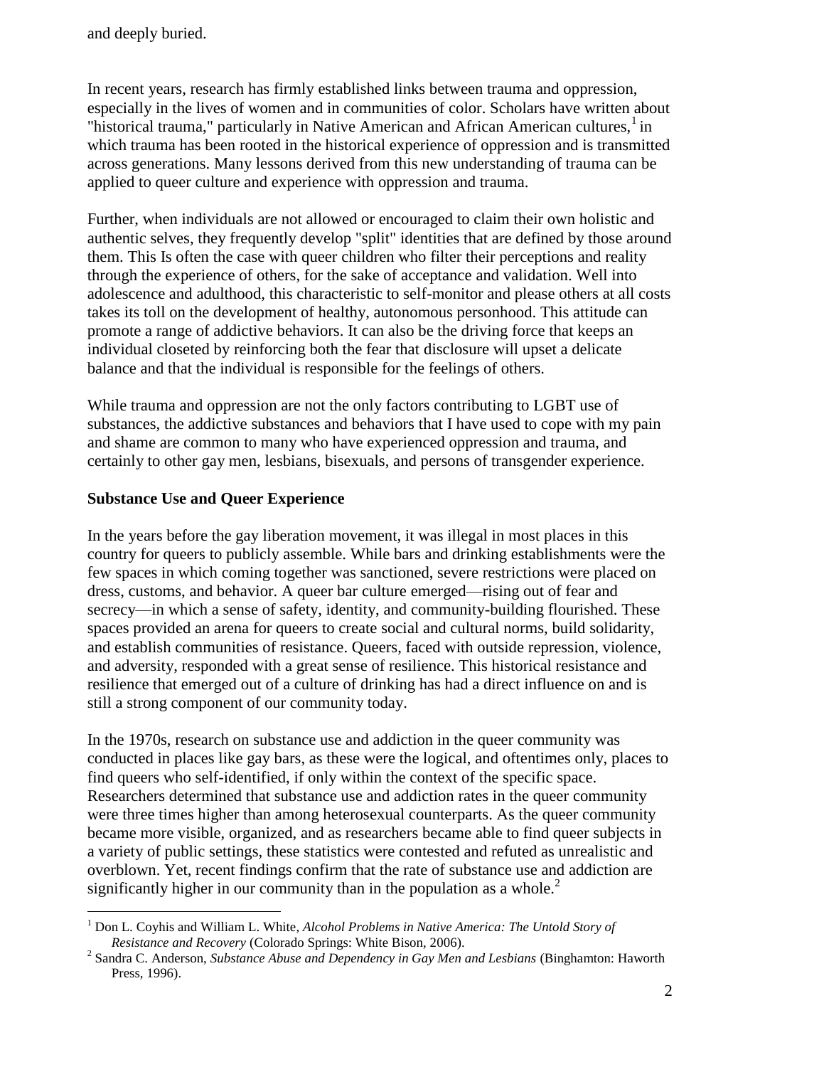and deeply buried.

In recent years, research has firmly established links between trauma and oppression, especially in the lives of women and in communities of color. Scholars have written about "historical trauma," particularly in Native American and African American cultures,[1] in which trauma has been rooted in the historical experience of oppression and is transmitted across generations. Many lessons derived from this new understanding of trauma can be applied to queer culture and experience with oppression and trauma.

Further, when individuals are not allowed or encouraged to claim their own holistic and authentic selves, they frequently develop "split" identities that are defined by those around them. This Is often the case with queer children who filter their perceptions and reality through the experience of others, for the sake of acceptance and validation. Well into adolescence and adulthood, this characteristic to self-monitor and please others at all costs takes its toll on the development of healthy, autonomous personhood. This attitude can promote a range of addictive behaviors. It can also be the driving force that keeps an individual closeted by reinforcing both the fear that disclosure will upset a delicate balance and that the individual is responsible for the feelings of others.

While trauma and oppression are not the only factors contributing to LGBT use of substances, the addictive substances and behaviors that I have used to cope with my pain and shame are common to many who have experienced oppression and trauma, and certainly to other gay men, lesbians, bisexuals, and persons of transgender experience.

## Substance Use and Queer Experience

In the years before the gay liberation movement, it was illegal in most places in this country for queers to publicly assemble. While bars and drinking establishments were the few spaces in which coming together was sanctioned, severe restrictions were placed on dress, customs, and behavior. A queer bar culture emerged—rising out of fear and secrecy—in which a sense of safety, identity, and community-building flourished. These spaces provided an arena for queers to create social and cultural norms, build solidarity, and establish communities of resistance. Queers, faced with outside repression, violence, and adversity, responded with a great sense of resilience. This historical resistance and resilience that emerged out of a culture of drinking has had a direct influence on and is still a strong component of our community today.

In the 1970s, research on substance use and addiction in the queer community was conducted in places like gay bars, as these were the logical, and oftentimes only, places to find queers who self-identified, if only within the context of the specific space. Researchers determined that substance use and addiction rates in the queer community were three times higher than among heterosexual counterparts. As the queer community became more visible, organized, and as researchers became able to find queer subjects in a variety of public settings, these statistics were contested and refuted as unrealistic and overblown. Yet, recent findings confirm that the rate of substance use and addiction are significantly higher in our community than in the population as a whole.[2]

---

[1] Don L. Coyhis and William L. White, *Alcohol Problems in Native America: The Untold Story of Resistance and Recovery* (Colorado Springs: White Bison, 2006).

[2] Sandra C. Anderson, *Substance Abuse and Dependency in Gay Men and Lesbians* (Binghamton: Haworth Press, 1996).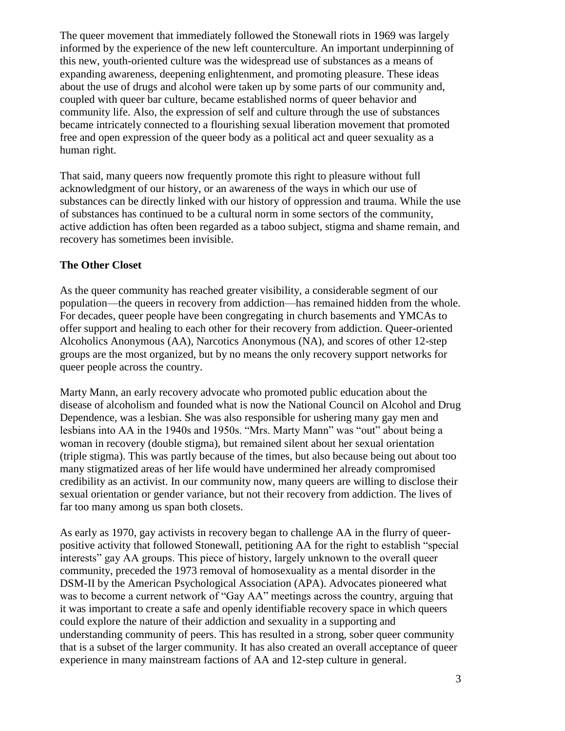The queer movement that immediately followed the Stonewall riots in 1969 was largely informed by the experience of the new left counterculture. An important underpinning of this new, youth-oriented culture was the widespread use of substances as a means of expanding awareness, deepening enlightenment, and promoting pleasure. These ideas about the use of drugs and alcohol were taken up by some parts of our community and, coupled with queer bar culture, became established norms of queer behavior and community life. Also, the expression of self and culture through the use of substances became intricately connected to a flourishing sexual liberation movement that promoted free and open expression of the queer body as a political act and queer sexuality as a human right.

That said, many queers now frequently promote this right to pleasure without full acknowledgment of our history, or an awareness of the ways in which our use of substances can be directly linked with our history of oppression and trauma. While the use of substances has continued to be a cultural norm in some sectors of the community, active addiction has often been regarded as a taboo subject, stigma and shame remain, and recovery has sometimes been invisible.

**The Other Closet**

As the queer community has reached greater visibility, a considerable segment of our population—the queers in recovery from addiction—has remained hidden from the whole. For decades, queer people have been congregating in church basements and YMCAs to offer support and healing to each other for their recovery from addiction. Queer-oriented Alcoholics Anonymous (AA), Narcotics Anonymous (NA), and scores of other 12-step groups are the most organized, but by no means the only recovery support networks for queer people across the country.

Marty Mann, an early recovery advocate who promoted public education about the disease of alcoholism and founded what is now the National Council on Alcohol and Drug Dependence, was a lesbian. She was also responsible for ushering many gay men and lesbians into AA in the 1940s and 1950s. "Mrs. Marty Mann" was "out" about being a woman in recovery (double stigma), but remained silent about her sexual orientation (triple stigma). This was partly because of the times, but also because being out about too many stigmatized areas of her life would have undermined her already compromised credibility as an activist. In our community now, many queers are willing to disclose their sexual orientation or gender variance, but not their recovery from addiction. The lives of far too many among us span both closets.

As early as 1970, gay activists in recovery began to challenge AA in the flurry of queer-positive activity that followed Stonewall, petitioning AA for the right to establish "special interests" gay AA groups. This piece of history, largely unknown to the overall queer community, preceded the 1973 removal of homosexuality as a mental disorder in the DSM-II by the American Psychological Association (APA). Advocates pioneered what was to become a current network of "Gay AA" meetings across the country, arguing that it was important to create a safe and openly identifiable recovery space in which queers could explore the nature of their addiction and sexuality in a supporting and understanding community of peers. This has resulted in a strong, sober queer community that is a subset of the larger community. It has also created an overall acceptance of queer experience in many mainstream factions of AA and 12-step culture in general.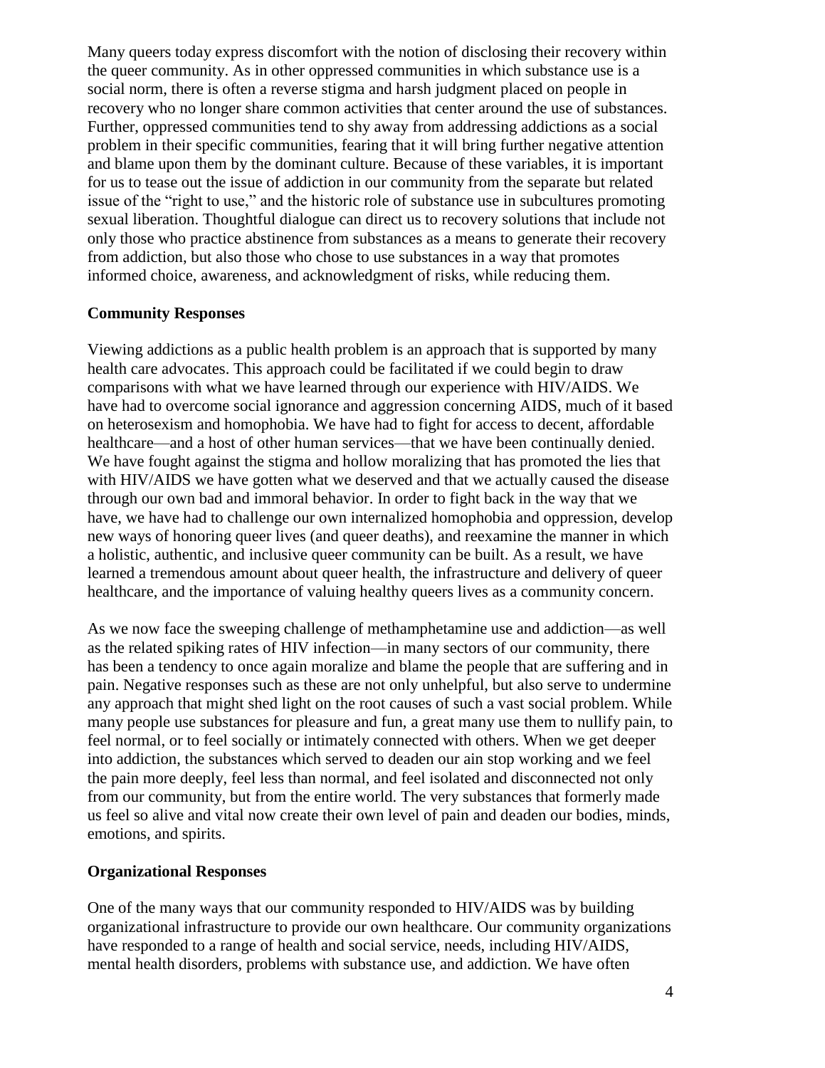Many queers today express discomfort with the notion of disclosing their recovery within the queer community. As in other oppressed communities in which substance use is a social norm, there is often a reverse stigma and harsh judgment placed on people in recovery who no longer share common activities that center around the use of substances. Further, oppressed communities tend to shy away from addressing addictions as a social problem in their specific communities, fearing that it will bring further negative attention and blame upon them by the dominant culture. Because of these variables, it is important for us to tease out the issue of addiction in our community from the separate but related issue of the "right to use," and the historic role of substance use in subcultures promoting sexual liberation. Thoughtful dialogue can direct us to recovery solutions that include not only those who practice abstinence from substances as a means to generate their recovery from addiction, but also those who chose to use substances in a way that promotes informed choice, awareness, and acknowledgment of risks, while reducing them.

**Community Responses**

Viewing addictions as a public health problem is an approach that is supported by many health care advocates. This approach could be facilitated if we could begin to draw comparisons with what we have learned through our experience with HIV/AIDS. We have had to overcome social ignorance and aggression concerning AIDS, much of it based on heterosexism and homophobia. We have had to fight for access to decent, affordable healthcare—and a host of other human services—that we have been continually denied. We have fought against the stigma and hollow moralizing that has promoted the lies that with HIV/AIDS we have gotten what we deserved and that we actually caused the disease through our own bad and immoral behavior. In order to fight back in the way that we have, we have had to challenge our own internalized homophobia and oppression, develop new ways of honoring queer lives (and queer deaths), and reexamine the manner in which a holistic, authentic, and inclusive queer community can be built. As a result, we have learned a tremendous amount about queer health, the infrastructure and delivery of queer healthcare, and the importance of valuing healthy queers lives as a community concern.

As we now face the sweeping challenge of methamphetamine use and addiction—as well as the related spiking rates of HIV infection—in many sectors of our community, there has been a tendency to once again moralize and blame the people that are suffering and in pain. Negative responses such as these are not only unhelpful, but also serve to undermine any approach that might shed light on the root causes of such a vast social problem. While many people use substances for pleasure and fun, a great many use them to nullify pain, to feel normal, or to feel socially or intimately connected with others. When we get deeper into addiction, the substances which served to deaden our ain stop working and we feel the pain more deeply, feel less than normal, and feel isolated and disconnected not only from our community, but from the entire world. The very substances that formerly made us feel so alive and vital now create their own level of pain and deaden our bodies, minds, emotions, and spirits.

**Organizational Responses**

One of the many ways that our community responded to HIV/AIDS was by building organizational infrastructure to provide our own healthcare. Our community organizations have responded to a range of health and social service, needs, including HIV/AIDS, mental health disorders, problems with substance use, and addiction. We have often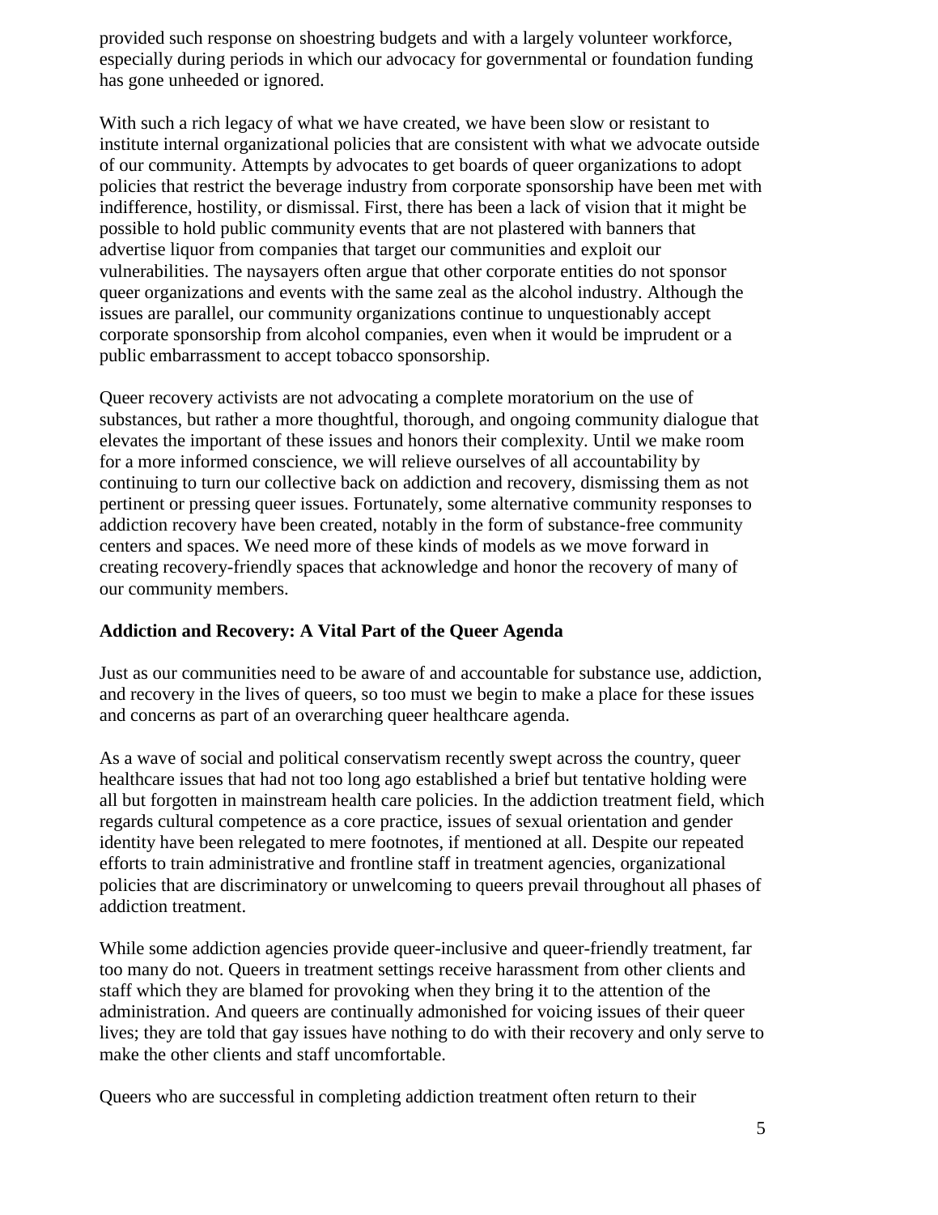provided such response on shoestring budgets and with a largely volunteer workforce, especially during periods in which our advocacy for governmental or foundation funding has gone unheeded or ignored.

With such a rich legacy of what we have created, we have been slow or resistant to institute internal organizational policies that are consistent with what we advocate outside of our community. Attempts by advocates to get boards of queer organizations to adopt policies that restrict the beverage industry from corporate sponsorship have been met with indifference, hostility, or dismissal. First, there has been a lack of vision that it might be possible to hold public community events that are not plastered with banners that advertise liquor from companies that target our communities and exploit our vulnerabilities. The naysayers often argue that other corporate entities do not sponsor queer organizations and events with the same zeal as the alcohol industry. Although the issues are parallel, our community organizations continue to unquestionably accept corporate sponsorship from alcohol companies, even when it would be imprudent or a public embarrassment to accept tobacco sponsorship.

Queer recovery activists are not advocating a complete moratorium on the use of substances, but rather a more thoughtful, thorough, and ongoing community dialogue that elevates the important of these issues and honors their complexity. Until we make room for a more informed conscience, we will relieve ourselves of all accountability by continuing to turn our collective back on addiction and recovery, dismissing them as not pertinent or pressing queer issues. Fortunately, some alternative community responses to addiction recovery have been created, notably in the form of substance-free community centers and spaces. We need more of these kinds of models as we move forward in creating recovery-friendly spaces that acknowledge and honor the recovery of many of our community members.

**Addiction and Recovery: A Vital Part of the Queer Agenda**

Just as our communities need to be aware of and accountable for substance use, addiction, and recovery in the lives of queers, so too must we begin to make a place for these issues and concerns as part of an overarching queer healthcare agenda.

As a wave of social and political conservatism recently swept across the country, queer healthcare issues that had not too long ago established a brief but tentative holding were all but forgotten in mainstream health care policies. In the addiction treatment field, which regards cultural competence as a core practice, issues of sexual orientation and gender identity have been relegated to mere footnotes, if mentioned at all. Despite our repeated efforts to train administrative and frontline staff in treatment agencies, organizational policies that are discriminatory or unwelcoming to queers prevail throughout all phases of addiction treatment.

While some addiction agencies provide queer-inclusive and queer-friendly treatment, far too many do not. Queers in treatment settings receive harassment from other clients and staff which they are blamed for provoking when they bring it to the attention of the administration. And queers are continually admonished for voicing issues of their queer lives; they are told that gay issues have nothing to do with their recovery and only serve to make the other clients and staff uncomfortable.

Queers who are successful in completing addiction treatment often return to their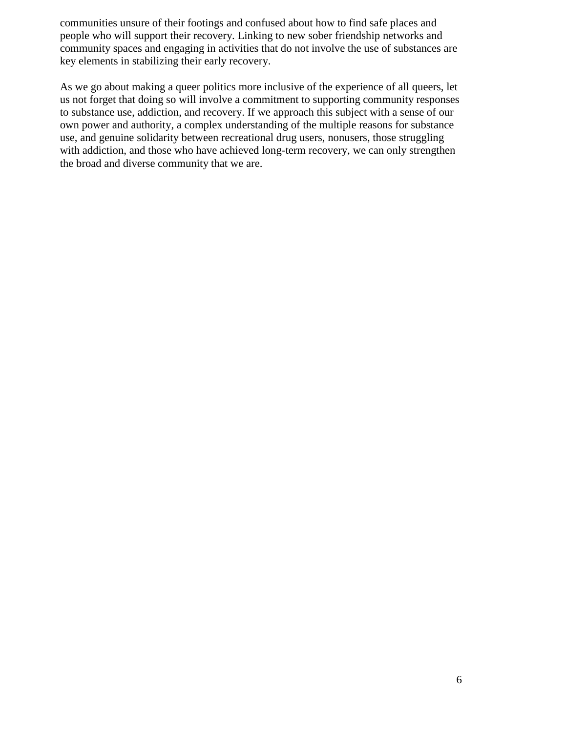communities unsure of their footings and confused about how to find safe places and people who will support their recovery. Linking to new sober friendship networks and community spaces and engaging in activities that do not involve the use of substances are key elements in stabilizing their early recovery.

As we go about making a queer politics more inclusive of the experience of all queers, let us not forget that doing so will involve a commitment to supporting community responses to substance use, addiction, and recovery. If we approach this subject with a sense of our own power and authority, a complex understanding of the multiple reasons for substance use, and genuine solidarity between recreational drug users, nonusers, those struggling with addiction, and those who have achieved long-term recovery, we can only strengthen the broad and diverse community that we are.